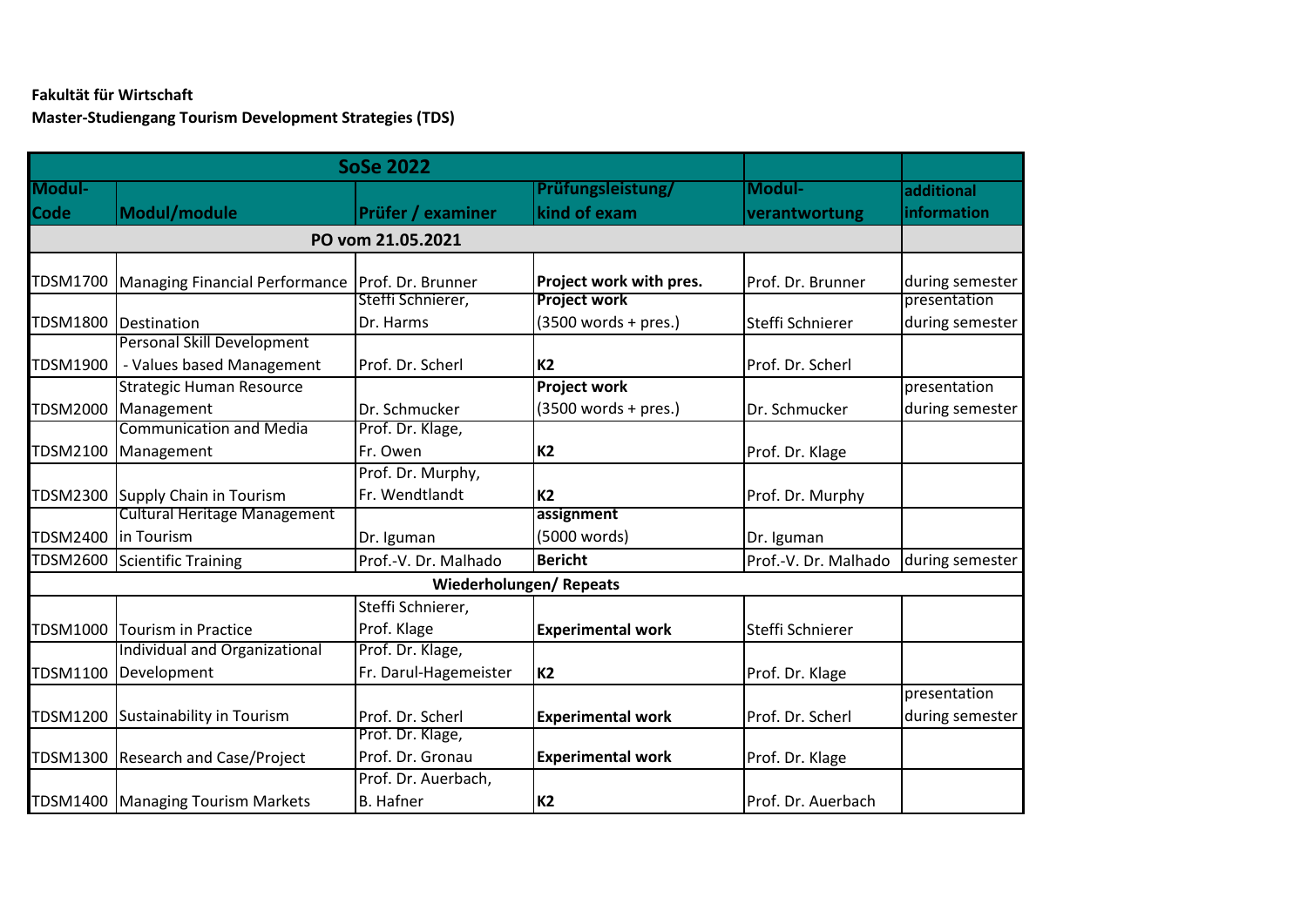**Fakultät für Wirtschaft**

**Master-Studiengang Tourism Development Strategies (TDS)**

| SoSe 2022 | | | | | |
|---|---|---|---|---|---|
| **Modul-Code** | **Modul/module** | **Prüfer / examiner** | **Prüfungsleistung/ kind of exam** | **Modul-verantwortung** | **additional information** |
| **PO vom 21.05.2021** | | | | | |
| TDSM1700 | Managing Financial Performance | Prof. Dr. Brunner | **Project work with pres.** | Prof. Dr. Brunner | during semester |
| TDSM1800 | Destination | Steffi Schnierer, Dr. Harms | **Project work** (3500 words + pres.) | Steffi Schnierer | presentation during semester |
| TDSM1900 | Personal Skill Development - Values based Management | Prof. Dr. Scherl | **K2** | Prof. Dr. Scherl | |
| TDSM2000 | Strategic Human Resource Management | Dr. Schmucker | **Project work** (3500 words + pres.) | Dr. Schmucker | presentation during semester |
| TDSM2100 | Communication and Media Management | Prof. Dr. Klage, Fr. Owen | **K2** | Prof. Dr. Klage | |
| TDSM2300 | Supply Chain in Tourism | Prof. Dr. Murphy, Fr. Wendtlandt | **K2** | Prof. Dr. Murphy | |
| TDSM2400 | Cultural Heritage Management in Tourism | Dr. Iguman | **assignment** (5000 words) | Dr. Iguman | |
| TDSM2600 | Scientific Training | Prof.-V. Dr. Malhado | **Bericht** | Prof.-V. Dr. Malhado | during semester |
| **Wiederholungen/ Repeats** | | | | | |
| TDSM1000 | Tourism in Practice | Steffi Schnierer, Prof. Klage | **Experimental work** | Steffi Schnierer | |
| TDSM1100 | Individual and Organizational Development | Prof. Dr. Klage, Fr. Darul-Hagemeister | **K2** | Prof. Dr. Klage | |
| TDSM1200 | Sustainability in Tourism | Prof. Dr. Scherl | **Experimental work** | Prof. Dr. Scherl | presentation during semester |
| TDSM1300 | Research and Case/Project | Prof. Dr. Klage, Prof. Dr. Gronau | **Experimental work** | Prof. Dr. Klage | |
| TDSM1400 | Managing Tourism Markets | Prof. Dr. Auerbach, B. Hafner | **K2** | Prof. Dr. Auerbach | |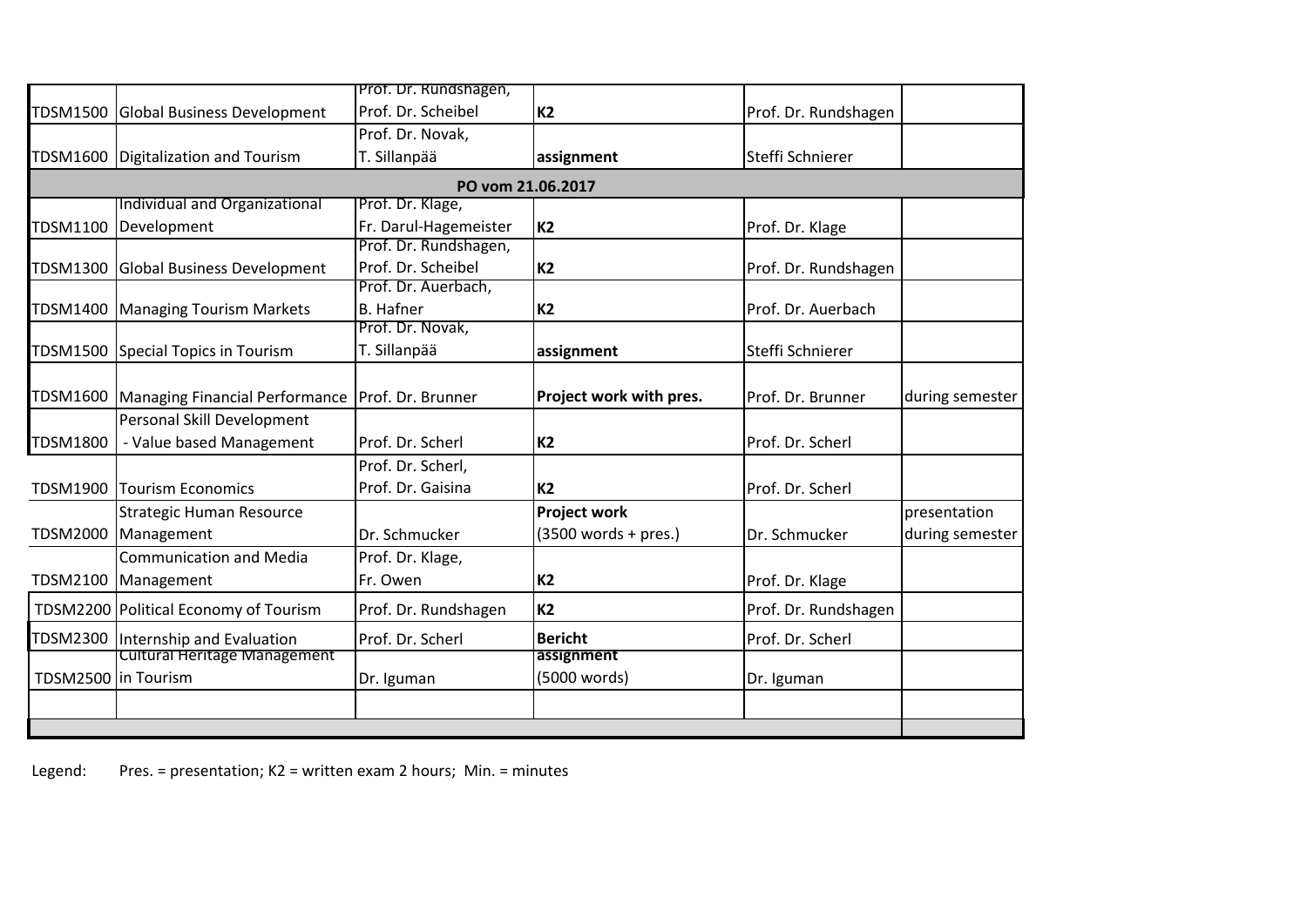| | | | | | |
|---|---|---|---|---|---|
| TDSM1500 | Global Business Development | Prof. Dr. Rundshagen, Prof. Dr. Scheibel | **K2** | Prof. Dr. Rundshagen | |
| TDSM1600 | Digitalization and Tourism | Prof. Dr. Novak, T. Sillanpää | **assignment** | Steffi Schnierer | |
| **PO vom 21.06.2017** | | | | | |
| TDSM1100 | Individual and Organizational Development | Prof. Dr. Klage, Fr. Darul-Hagemeister | **K2** | Prof. Dr. Klage | |
| TDSM1300 | Global Business Development | Prof. Dr. Rundshagen, Prof. Dr. Scheibel | **K2** | Prof. Dr. Rundshagen | |
| TDSM1400 | Managing Tourism Markets | Prof. Dr. Auerbach, B. Hafner | **K2** | Prof. Dr. Auerbach | |
| TDSM1500 | Special Topics in Tourism | Prof. Dr. Novak, T. Sillanpää | **assignment** | Steffi Schnierer | |
| TDSM1600 | Managing Financial Performance | Prof. Dr. Brunner | **Project work with pres.** | Prof. Dr. Brunner | during semester |
| TDSM1800 | Personal Skill Development - Value based Management | Prof. Dr. Scherl | **K2** | Prof. Dr. Scherl | |
| TDSM1900 | Tourism Economics | Prof. Dr. Scherl, Prof. Dr. Gaisina | **K2** | Prof. Dr. Scherl | |
| TDSM2000 | Strategic Human Resource Management | Dr. Schmucker | **Project work** (3500 words + pres.) | Dr. Schmucker | presentation during semester |
| TDSM2100 | Communication and Media Management | Prof. Dr. Klage, Fr. Owen | **K2** | Prof. Dr. Klage | |
| TDSM2200 | Political Economy of Tourism | Prof. Dr. Rundshagen | **K2** | Prof. Dr. Rundshagen | |
| TDSM2300 | Internship and Evaluation | Prof. Dr. Scherl | **Bericht** | Prof. Dr. Scherl | |
| TDSM2500 | Cultural Heritage Management in Tourism | Dr. Iguman | **assignment** (5000 words) | Dr. Iguman | |
| | | | | | |
| | | | | | |

Legend: Pres. = presentation; K2 = written exam 2 hours; Min. = minutes